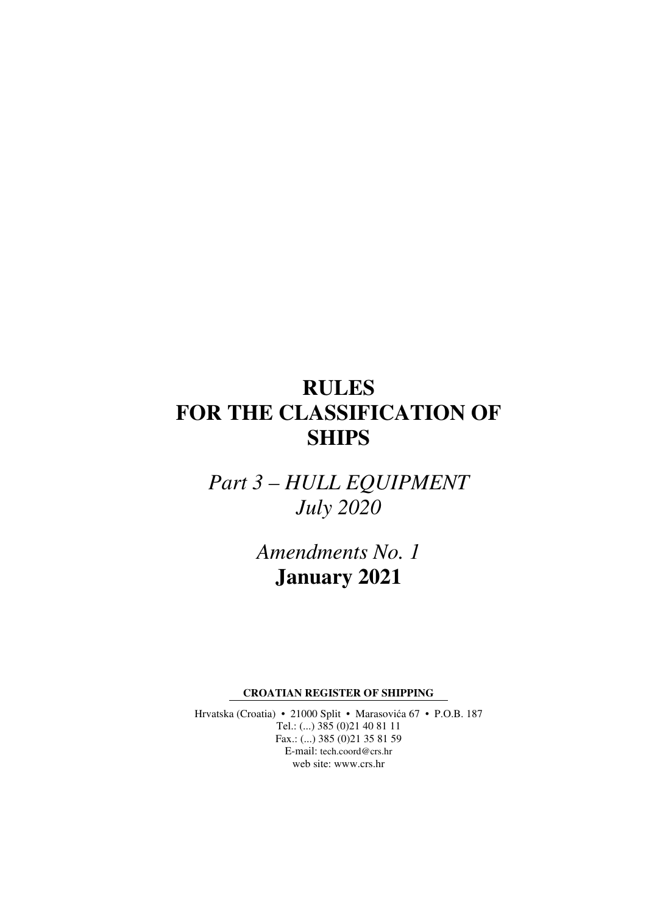# RULES FOR THE CLASSIFICATION OF SHIPS

## *Part 3 – HULL EQUIPMENT*
## *July 2020*

## *Amendments No. 1*
## **January 2021**

**CROATIAN REGISTER OF SHIPPING**

Hrvatska (Croatia) • 21000 Split • Marasovića 67 • P.O.B. 187
Tel.: (...) 385 (0)21 40 81 11
Fax.: (...) 385 (0)21 35 81 59
E-mail: tech.coord@crs.hr
web site: www.crs.hr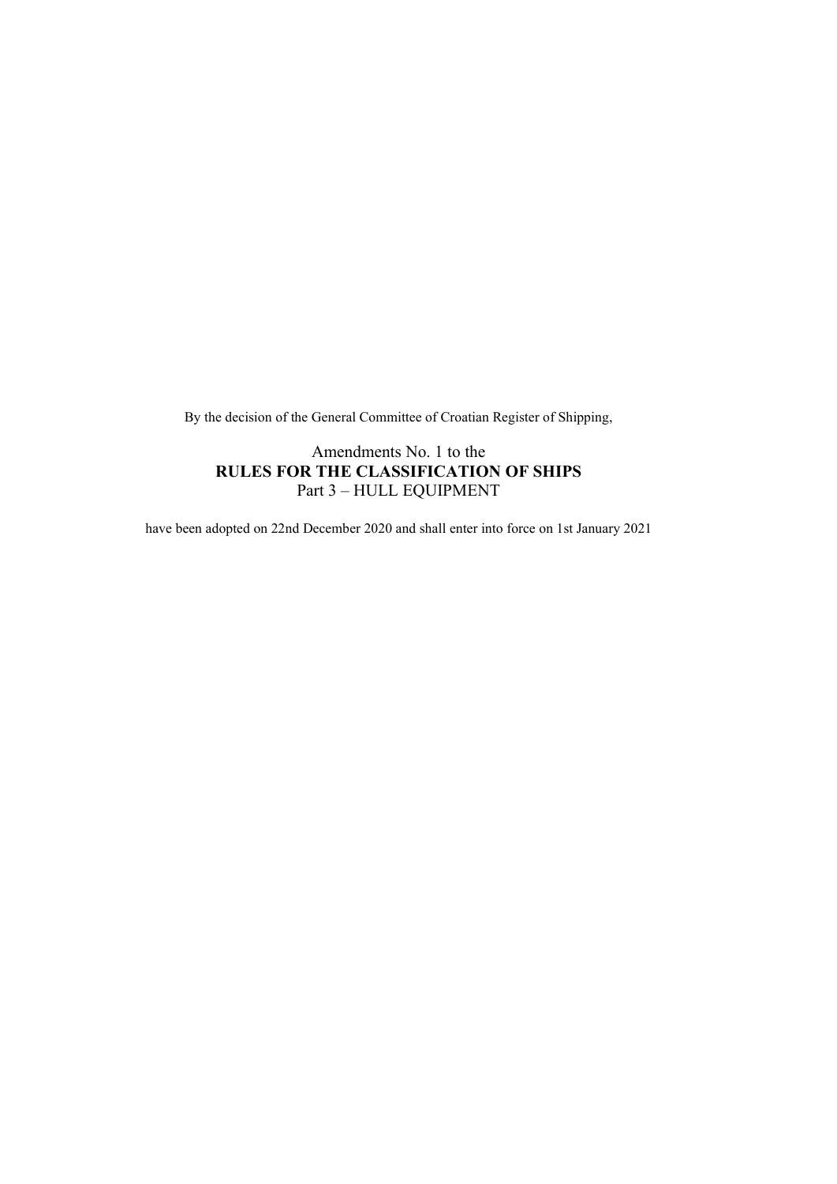By the decision of the General Committee of Croatian Register of Shipping,

Amendments No. 1 to the
**RULES FOR THE CLASSIFICATION OF SHIPS**
Part 3 – HULL EQUIPMENT

have been adopted on 22nd December 2020 and shall enter into force on 1st January 2021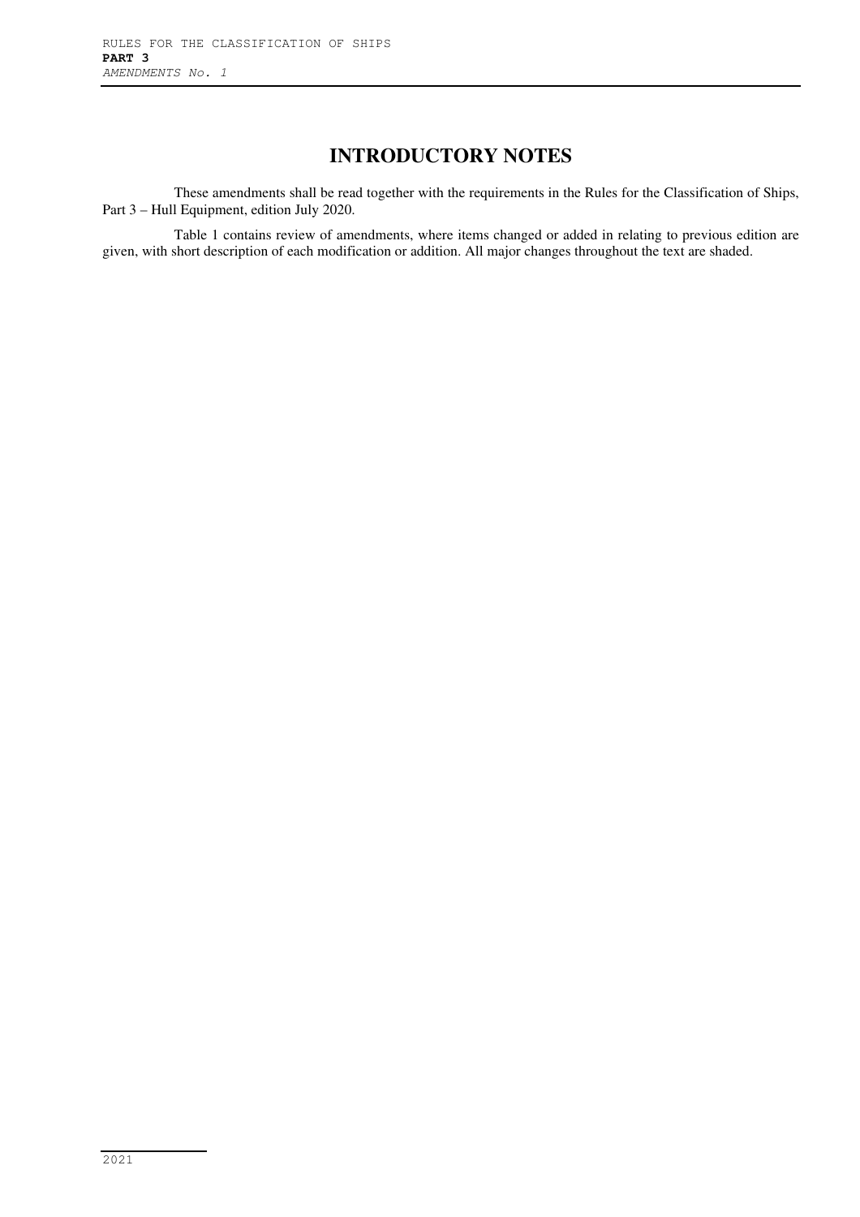# INTRODUCTORY NOTES

These amendments shall be read together with the requirements in the Rules for the Classification of Ships, Part 3 – Hull Equipment, edition July 2020.

Table 1 contains review of amendments, where items changed or added in relating to previous edition are given, with short description of each modification or addition. All major changes throughout the text are shaded.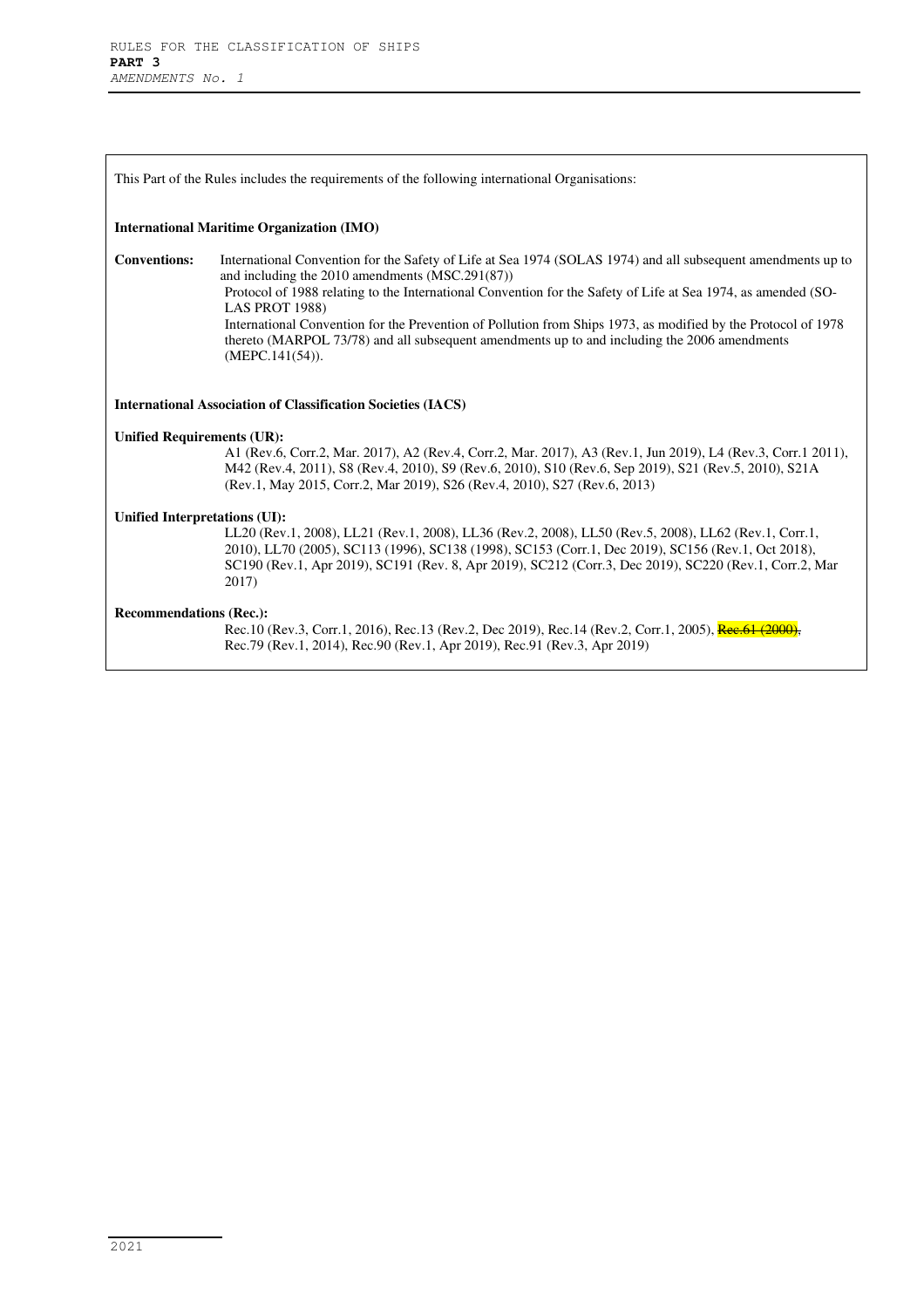This Part of the Rules includes the requirements of the following international Organisations:

**International Maritime Organization (IMO)**

**Conventions:** International Convention for the Safety of Life at Sea 1974 (SOLAS 1974) and all subsequent amendments up to and including the 2010 amendments (MSC.291(87))
Protocol of 1988 relating to the International Convention for the Safety of Life at Sea 1974, as amended (SOLAS PROT 1988)
International Convention for the Prevention of Pollution from Ships 1973, as modified by the Protocol of 1978 thereto (MARPOL 73/78) and all subsequent amendments up to and including the 2006 amendments (MEPC.141(54)).

**International Association of Classification Societies (IACS)**

**Unified Requirements (UR):**
A1 (Rev.6, Corr.2, Mar. 2017), A2 (Rev.4, Corr.2, Mar. 2017), A3 (Rev.1, Jun 2019), L4 (Rev.3, Corr.1 2011), M42 (Rev.4, 2011), S8 (Rev.4, 2010), S9 (Rev.6, 2010), S10 (Rev.6, Sep 2019), S21 (Rev.5, 2010), S21A (Rev.1, May 2015, Corr.2, Mar 2019), S26 (Rev.4, 2010), S27 (Rev.6, 2013)

**Unified Interpretations (UI):**
LL20 (Rev.1, 2008), LL21 (Rev.1, 2008), LL36 (Rev.2, 2008), LL50 (Rev.5, 2008), LL62 (Rev.1, Corr.1, 2010), LL70 (2005), SC113 (1996), SC138 (1998), SC153 (Corr.1, Dec 2019), SC156 (Rev.1, Oct 2018), SC190 (Rev.1, Apr 2019), SC191 (Rev. 8, Apr 2019), SC212 (Corr.3, Dec 2019), SC220 (Rev.1, Corr.2, Mar 2017)

**Recommendations (Rec.):**
Rec.10 (Rev.3, Corr.1, 2016), Rec.13 (Rev.2, Dec 2019), Rec.14 (Rev.2, Corr.1, 2005), ~~Rec.61 (2000),~~ Rec.79 (Rev.1, 2014), Rec.90 (Rev.1, Apr 2019), Rec.91 (Rev.3, Apr 2019)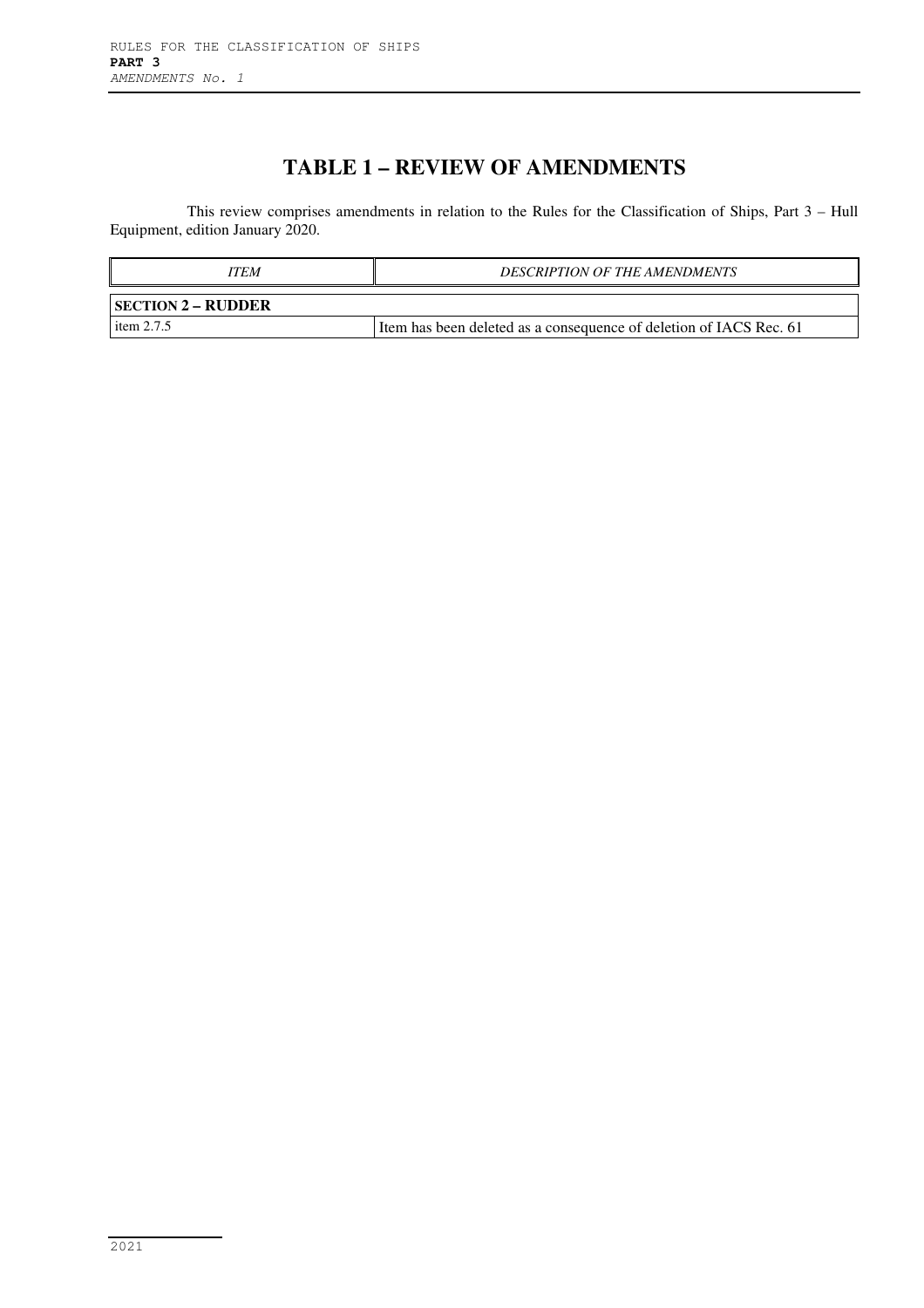# TABLE 1 – REVIEW OF AMENDMENTS

This review comprises amendments in relation to the Rules for the Classification of Ships, Part 3 – Hull Equipment, edition January 2020.

| *ITEM* | *DESCRIPTION OF THE AMENDMENTS* |
|---|---|
| **SECTION 2 – RUDDER** | |
| item 2.7.5 | Item has been deleted as a consequence of deletion of IACS Rec. 61 |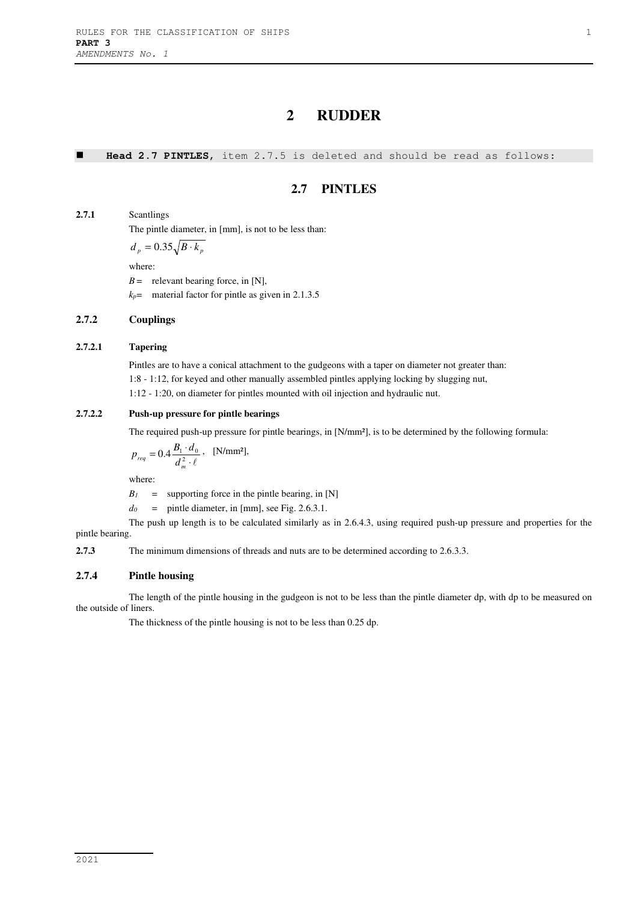# 2 RUDDER

■ **Head 2.7 PINTLES**, item 2.7.5 is deleted and should be read as follows:

## 2.7 PINTLES

**2.7.1** Scantlings

The pintle diameter, in [mm], is not to be less than:

$$d_p = 0.35\sqrt{B \cdot k_p}$$

where:

$B$ = relevant bearing force, in [N],

$k_p$= material factor for pintle as given in 2.1.3.5

### 2.7.2 Couplings

#### 2.7.2.1 Tapering

Pintles are to have a conical attachment to the gudgeons with a taper on diameter not greater than:

1:8 - 1:12, for keyed and other manually assembled pintles applying locking by slugging nut,

1:12 - 1:20, on diameter for pintles mounted with oil injection and hydraulic nut.

#### 2.7.2.2 Push-up pressure for pintle bearings

The required push-up pressure for pintle bearings, in [N/mm²], is to be determined by the following formula:

$$p_{req} = 0.4\frac{B_1 \cdot d_0}{d_m^2 \cdot \ell}, \quad \text{[N/mm²]},$$

where:

$B_1$ = supporting force in the pintle bearing, in [N]

$d_0$ = pintle diameter, in [mm], see Fig. 2.6.3.1.

The push up length is to be calculated similarly as in 2.6.4.3, using required push-up pressure and properties for the pintle bearing.

**2.7.3** The minimum dimensions of threads and nuts are to be determined according to 2.6.3.3.

### 2.7.4 Pintle housing

The length of the pintle housing in the gudgeon is not to be less than the pintle diameter dp, with dp to be measured on the outside of liners.

The thickness of the pintle housing is not to be less than 0.25 dp.